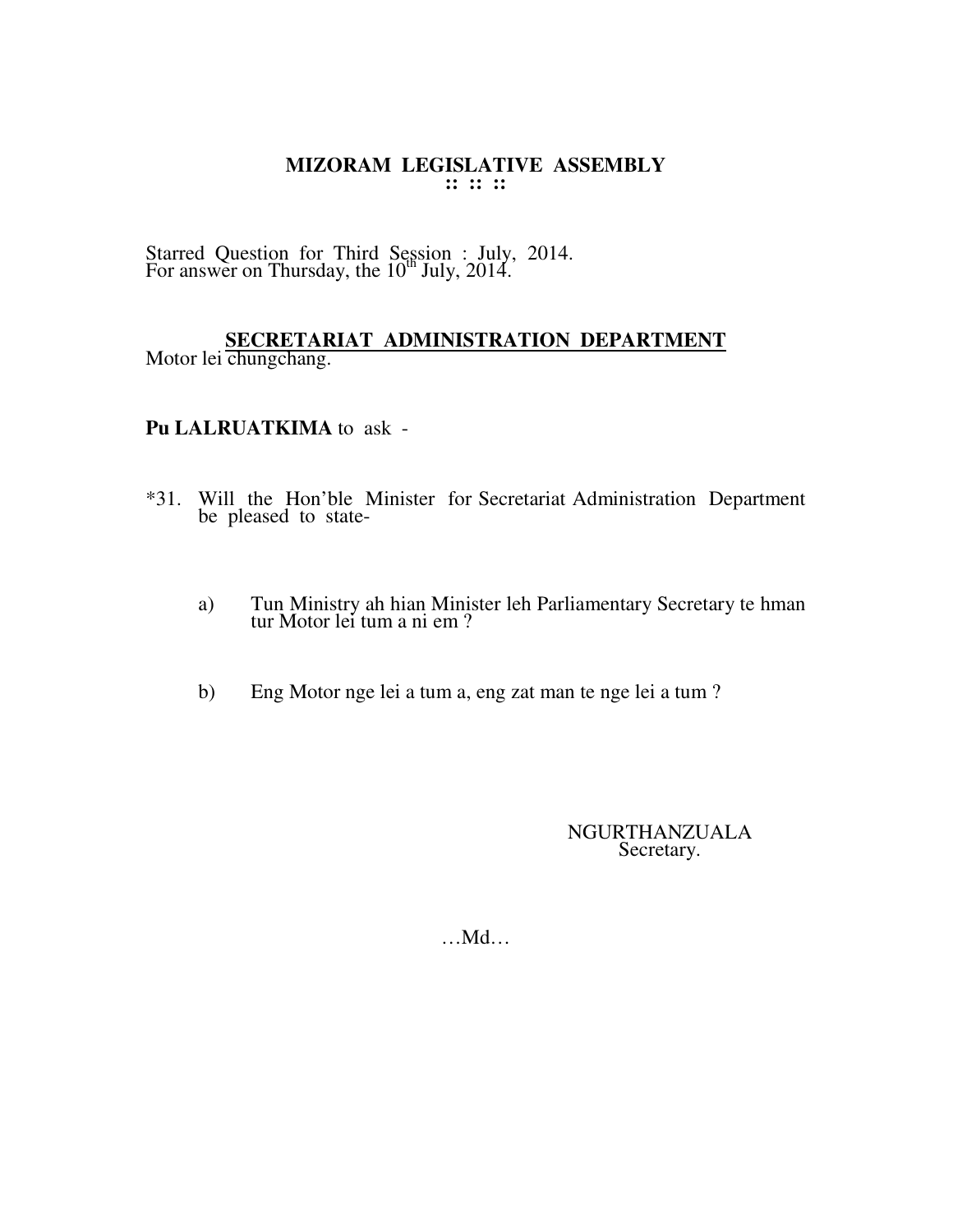# MIZORAM LEGISLATIVE ASSEMBLY

:: :: ::

Starred Question for Third Session : July, 2014.
For answer on Thursday, the 10th July, 2014.

**SECRETARIAT ADMINISTRATION DEPARTMENT**

Motor lei chungchang.

**Pu LALRUATKIMA** to ask -

*31. Will the Hon'ble Minister for Secretariat Administration Department be pleased to state-

a) Tun Ministry ah hian Minister leh Parliamentary Secretary te hman tur Motor lei tum a ni em ?

b) Eng Motor nge lei a tum a, eng zat man te nge lei a tum ?

NGURTHANZUALA
Secretary.

…Md…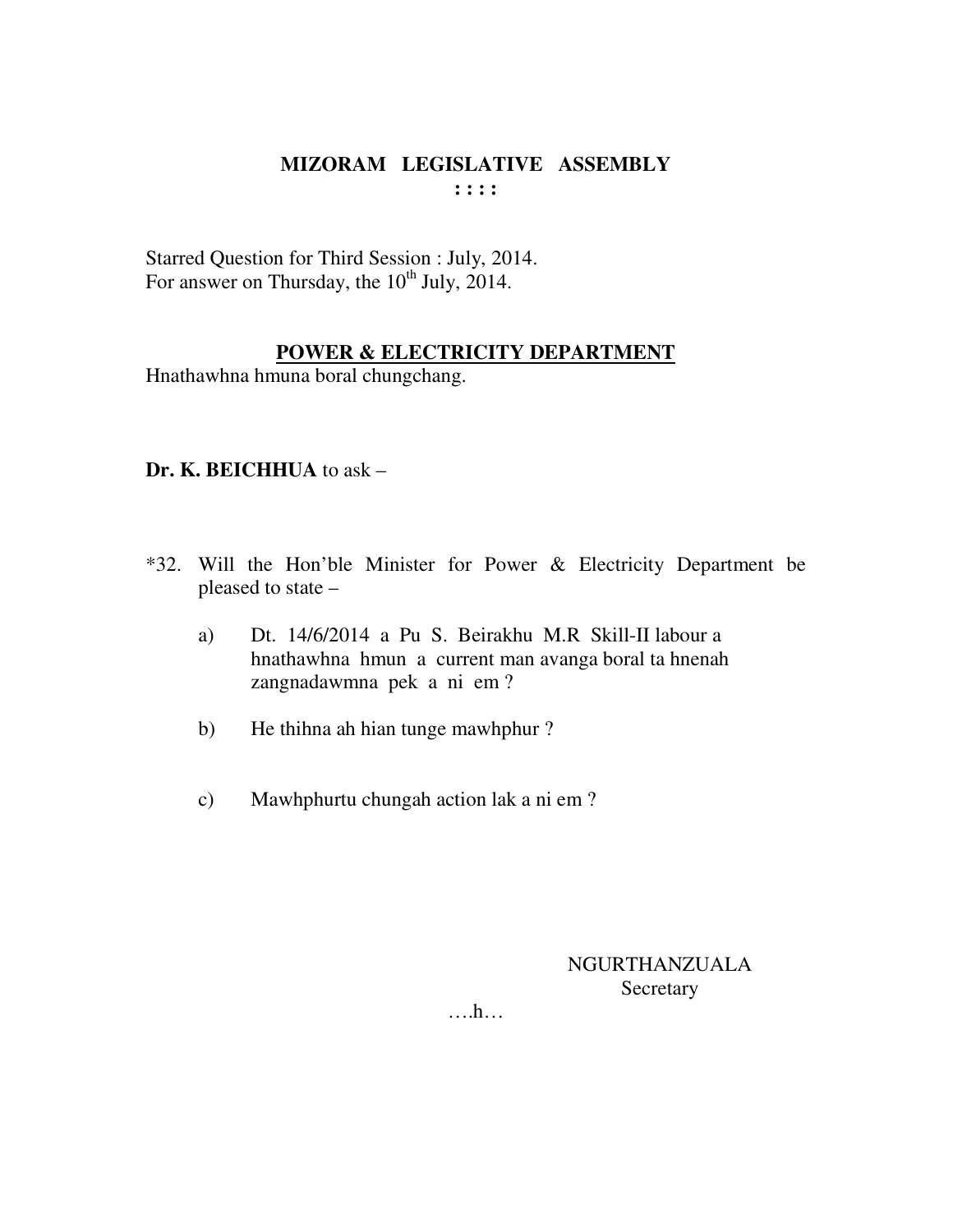# MIZORAM LEGISLATIVE ASSEMBLY

**: : : :**

Starred Question for Third Session : July, 2014.
For answer on Thursday, the 10th July, 2014.

## POWER & ELECTRICITY DEPARTMENT

Hnathawhna hmuna boral chungchang.

**Dr. K. BEICHHUA** to ask –

*32. Will the Hon'ble Minister for Power & Electricity Department be pleased to state –

a) Dt. 14/6/2014 a Pu S. Beirakhu M.R Skill-II labour a hnathawhna hmun a current man avanga boral ta hnenah zangnadawmna pek a ni em ?

b) He thihna ah hian tunge mawhphur ?

c) Mawhphurtu chungah action lak a ni em ?

NGURTHANZUALA
Secretary

….h…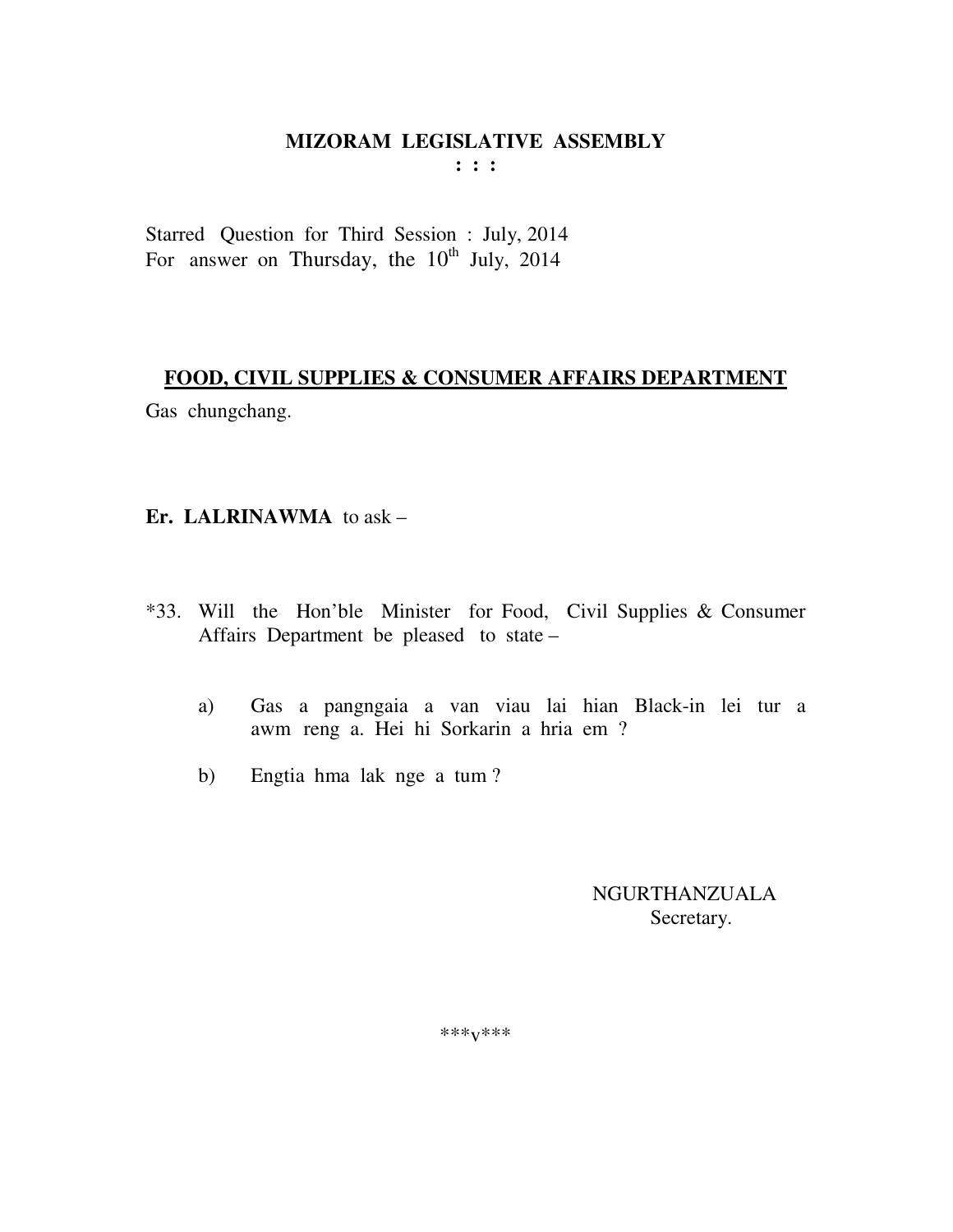# MIZORAM LEGISLATIVE ASSEMBLY

**: : :**

Starred Question for Third Session : July, 2014
For answer on Thursday, the 10th July, 2014

## FOOD, CIVIL SUPPLIES & CONSUMER AFFAIRS DEPARTMENT

Gas chungchang.

**Er. LALRINAWMA** to ask –

*33. Will the Hon'ble Minister for Food, Civil Supplies & Consumer Affairs Department be pleased to state –

a) Gas a pangngaia a van viau lai hian Black-in lei tur a awm reng a. Hei hi Sorkarin a hria em ?

b) Engtia hma lak nge a tum ?

NGURTHANZUALA
Secretary.

\*\*\*v\*\*\*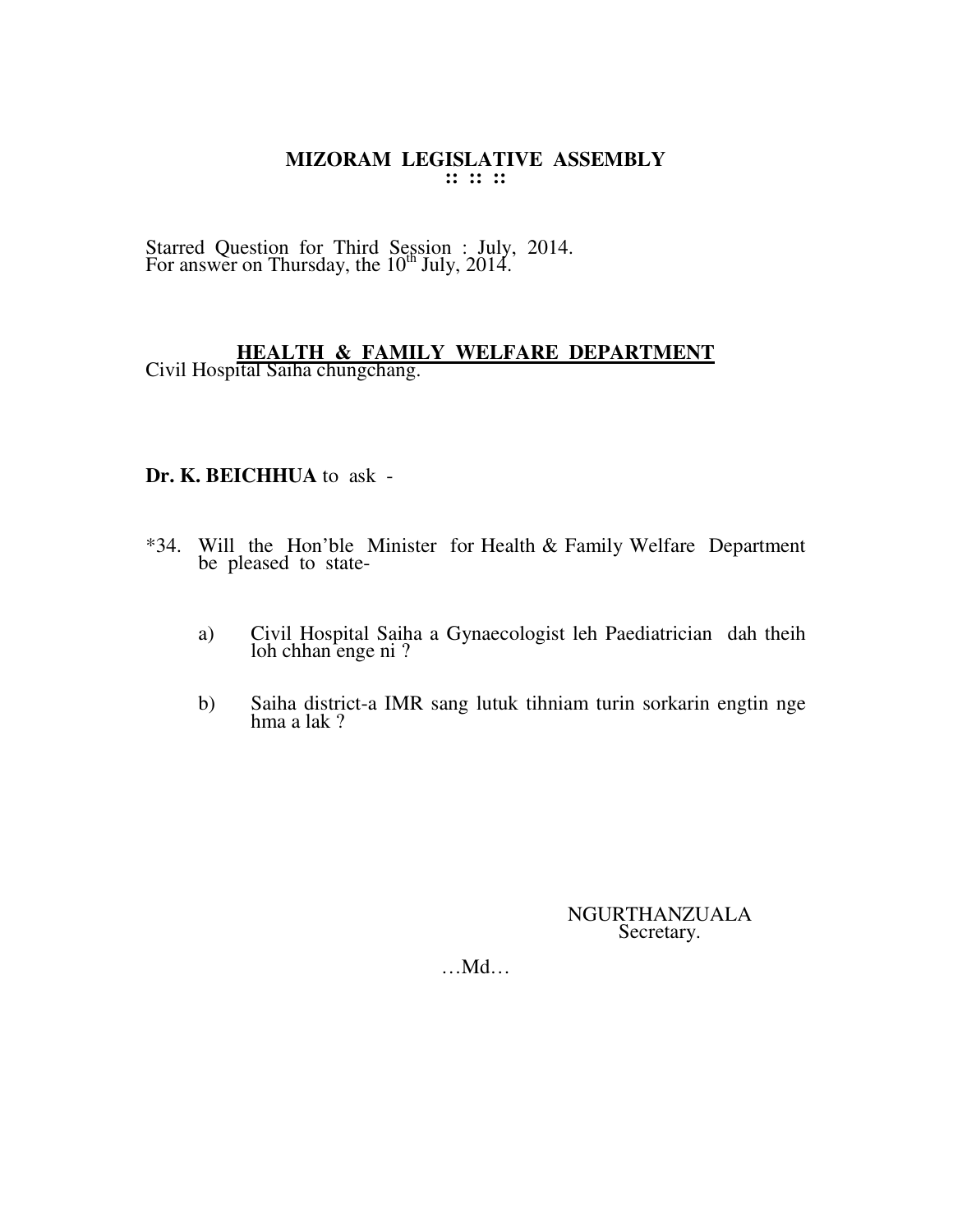# MIZORAM LEGISLATIVE ASSEMBLY

**:: :: ::**

Starred Question for Third Session : July, 2014.
For answer on Thursday, the 10th July, 2014.

**HEALTH & FAMILY WELFARE DEPARTMENT**

Civil Hospital Saiha chungchang.

**Dr. K. BEICHHUA** to ask -

*34. Will the Hon'ble Minister for Health & Family Welfare Department be pleased to state-

a) Civil Hospital Saiha a Gynaecologist leh Paediatrician dah theih loh chhan enge ni ?

b) Saiha district-a IMR sang lutuk tihniam turin sorkarin engtin nge hma a lak ?

NGURTHANZUALA
Secretary.

…Md…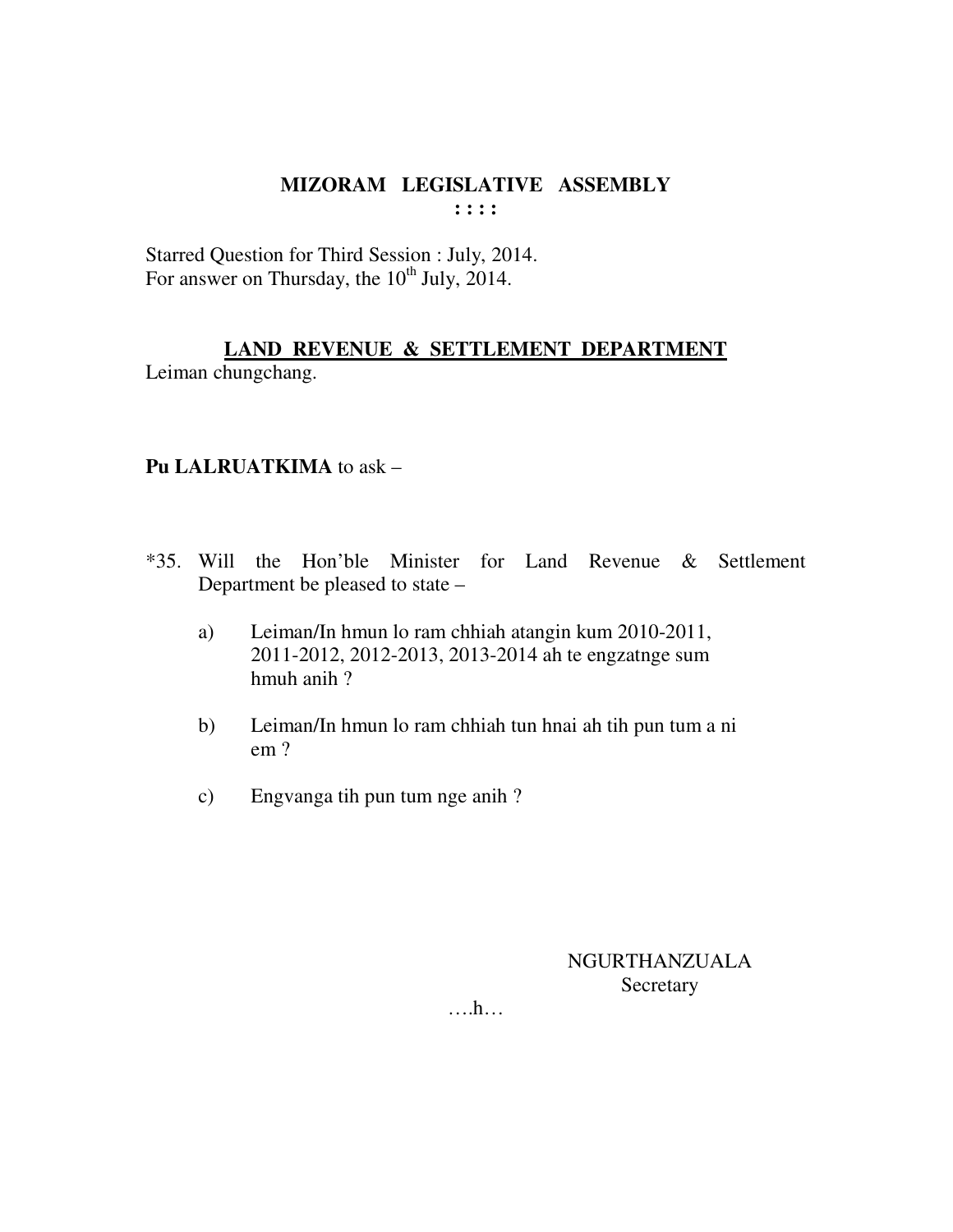# MIZORAM LEGISLATIVE ASSEMBLY

**: : : :**

Starred Question for Third Session : July, 2014.
For answer on Thursday, the 10th July, 2014.

## LAND REVENUE & SETTLEMENT DEPARTMENT

Leiman chungchang.

**Pu LALRUATKIMA** to ask –

*35. Will the Hon'ble Minister for Land Revenue & Settlement Department be pleased to state –

a) Leiman/In hmun lo ram chhiah atangin kum 2010-2011, 2011-2012, 2012-2013, 2013-2014 ah te engzatnge sum hmuh anih ?

b) Leiman/In hmun lo ram chhiah tun hnai ah tih pun tum a ni em ?

c) Engvanga tih pun tum nge anih ?

NGURTHANZUALA
Secretary

….h…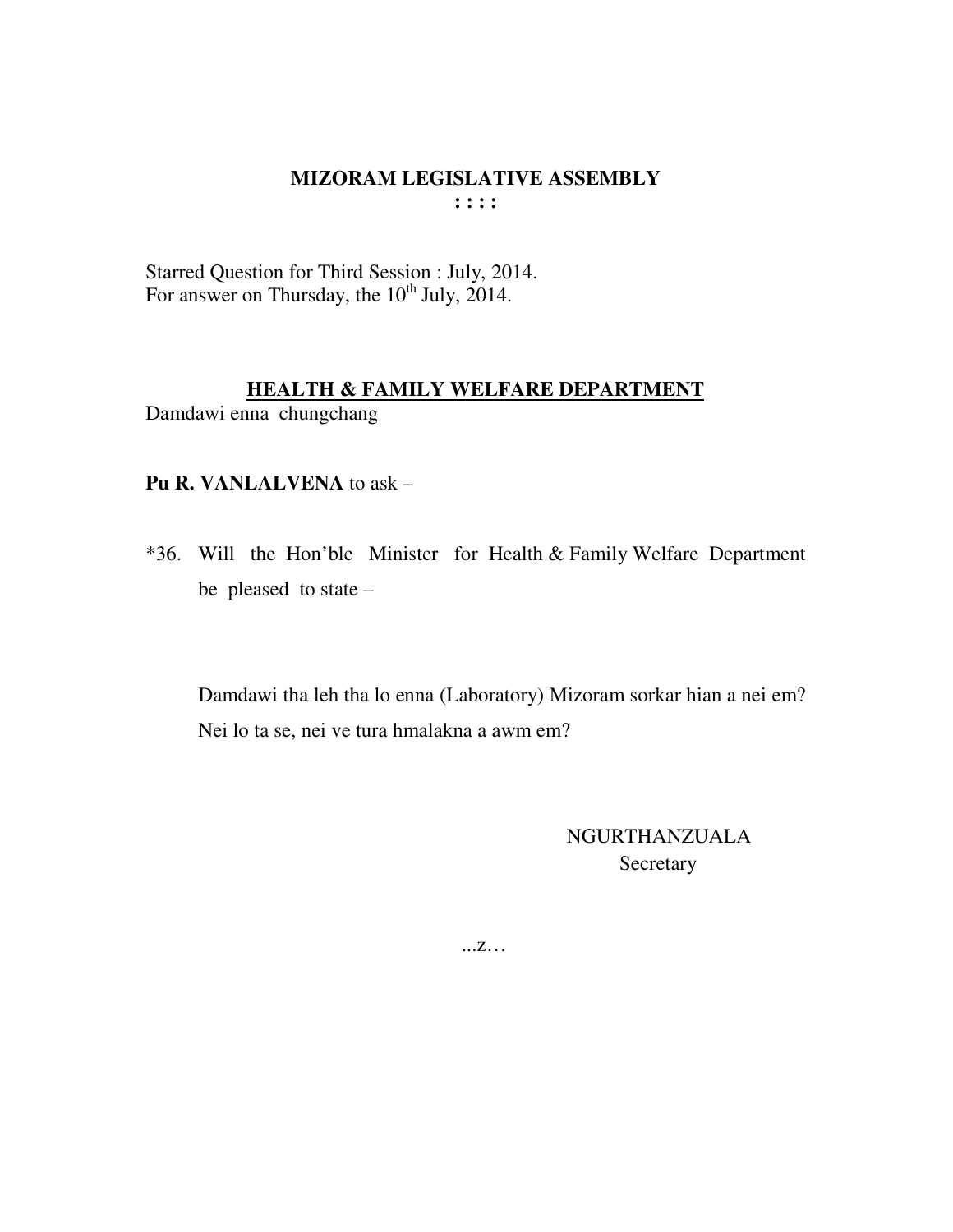# MIZORAM LEGISLATIVE ASSEMBLY

: : : :

Starred Question for Third Session : July, 2014.
For answer on Thursday, the 10th July, 2014.

## HEALTH & FAMILY WELFARE DEPARTMENT

Damdawi enna chungchang

**Pu R. VANLALVENA** to ask –

*36. Will the Hon'ble Minister for Health & Family Welfare Department be pleased to state –

Damdawi tha leh tha lo enna (Laboratory) Mizoram sorkar hian a nei em? Nei lo ta se, nei ve tura hmalakna a awm em?

NGURTHANZUALA
Secretary

...z…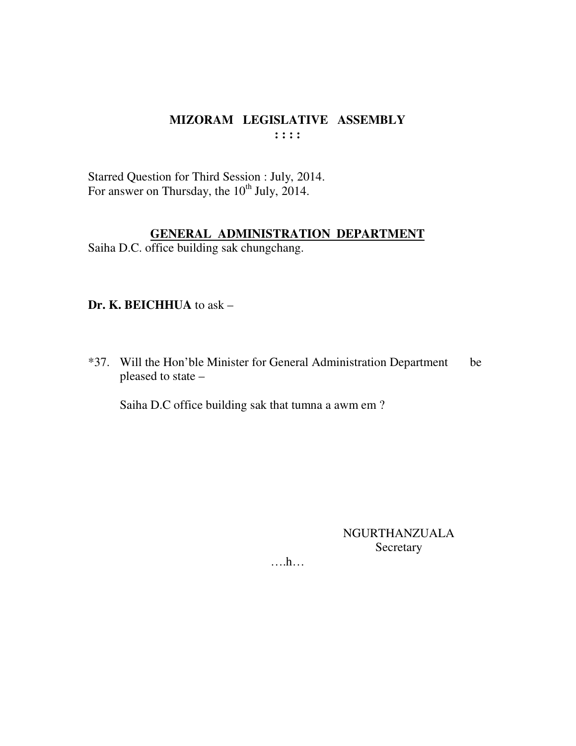# MIZORAM LEGISLATIVE ASSEMBLY

**: : : :**

Starred Question for Third Session : July, 2014.
For answer on Thursday, the 10th July, 2014.

## GENERAL ADMINISTRATION DEPARTMENT

Saiha D.C. office building sak chungchang.

**Dr. K. BEICHHUA** to ask –

*37. Will the Hon'ble Minister for General Administration Department be pleased to state –

Saiha D.C office building sak that tumna a awm em ?

NGURTHANZUALA
Secretary

….h…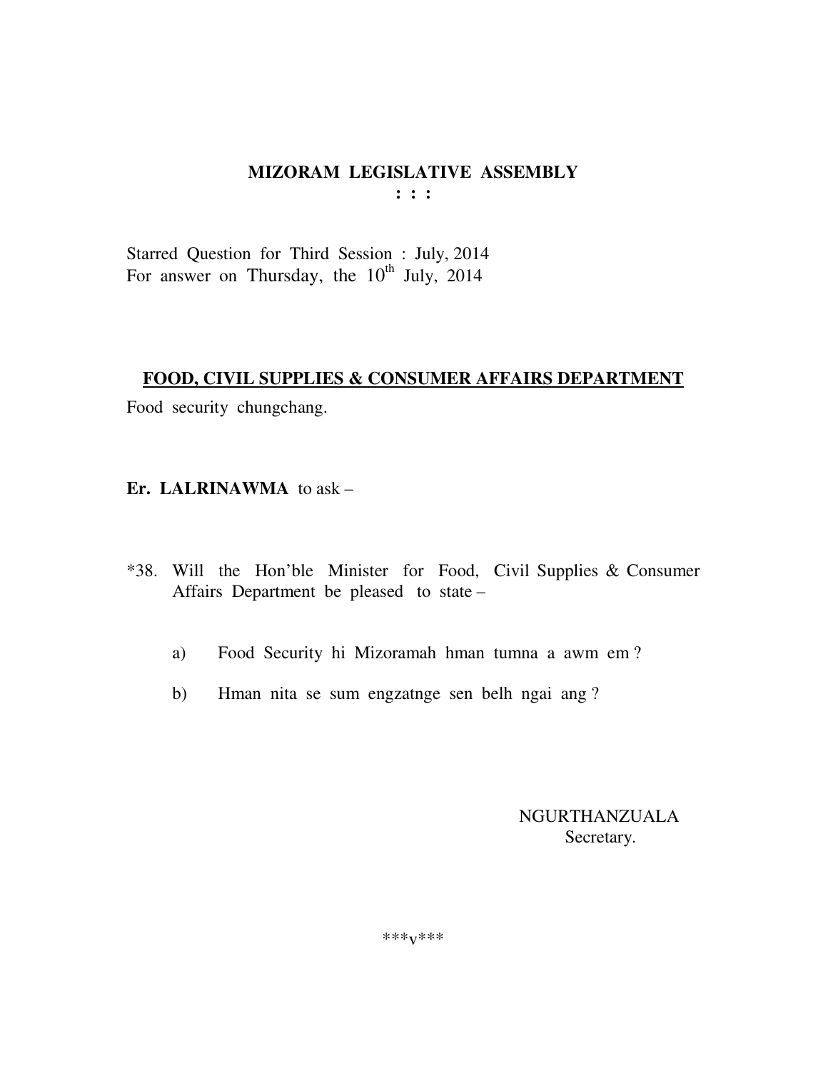## MIZORAM LEGISLATIVE ASSEMBLY
: : :

Starred Question for Third Session : July, 2014
For answer on Thursday, the 10th July, 2014

**FOOD, CIVIL SUPPLIES & CONSUMER AFFAIRS DEPARTMENT**

Food security chungchang.

**Er. LALRINAWMA** to ask –

*38. Will the Hon'ble Minister for Food, Civil Supplies & Consumer Affairs Department be pleased to state –

a) Food Security hi Mizoramah hman tumna a awm em ?

b) Hman nita se sum engzatnge sen belh ngai ang ?

NGURTHANZUALA
Secretary.

***v***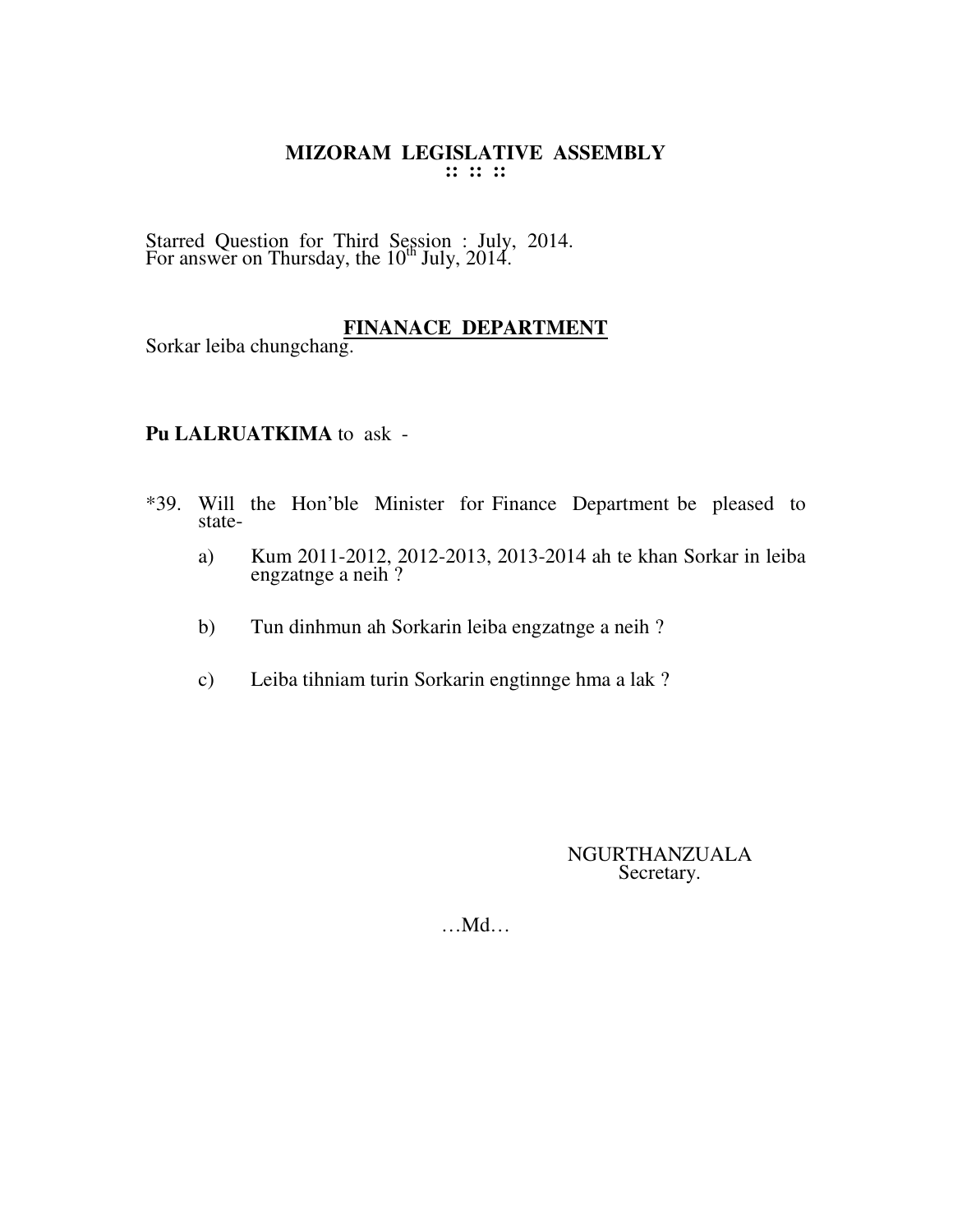# MIZORAM LEGISLATIVE ASSEMBLY

:: :: ::

Starred Question for Third Session : July, 2014.
For answer on Thursday, the 10th July, 2014.

**FINANACE DEPARTMENT**

Sorkar leiba chungchang.

**Pu LALRUATKIMA** to ask -

*39. Will the Hon'ble Minister for Finance Department be pleased to state-

a) Kum 2011-2012, 2012-2013, 2013-2014 ah te khan Sorkar in leiba engzatnge a neih ?

b) Tun dinhmun ah Sorkarin leiba engzatnge a neih ?

c) Leiba tihniam turin Sorkarin engtinnge hma a lak ?

NGURTHANZUALA
Secretary.

…Md…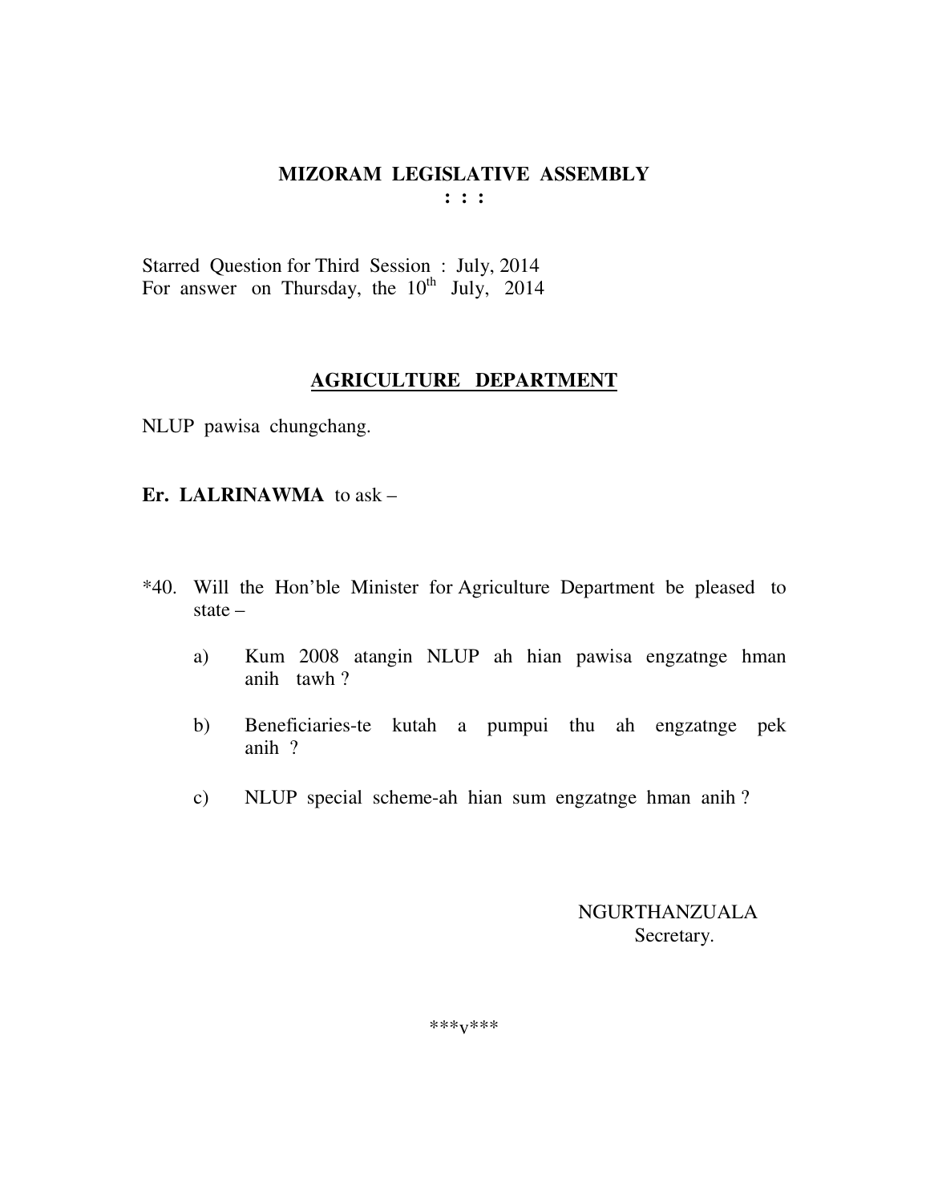**MIZORAM LEGISLATIVE ASSEMBLY**
**: : :**

Starred Question for Third Session : July, 2014
For answer on Thursday, the 10th July, 2014

**AGRICULTURE DEPARTMENT**

NLUP pawisa chungchang.

**Er. LALRINAWMA** to ask –

*40. Will the Hon'ble Minister for Agriculture Department be pleased to state –

a) Kum 2008 atangin NLUP ah hian pawisa engzatnge hman anih tawh ?

b) Beneficiaries-te kutah a pumpui thu ah engzatnge pek anih ?

c) NLUP special scheme-ah hian sum engzatnge hman anih ?

NGURTHANZUALA
Secretary.

***v***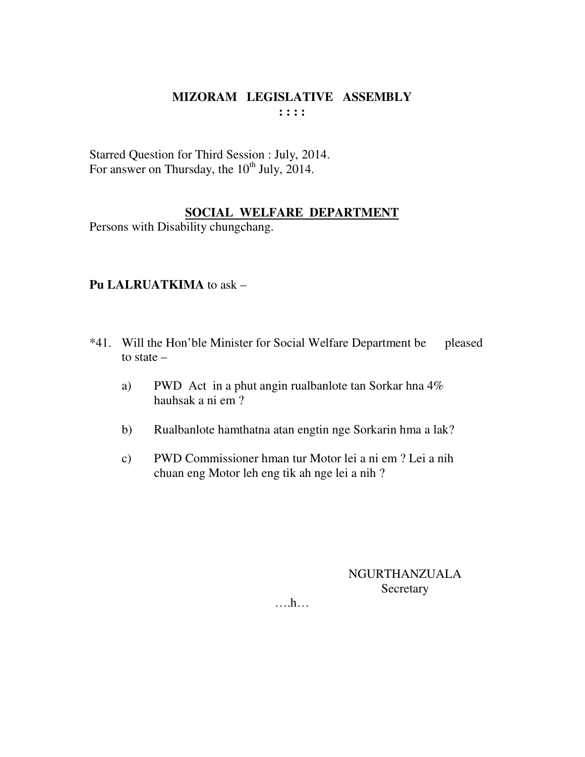# MIZORAM LEGISLATIVE ASSEMBLY

: : : :

Starred Question for Third Session : July, 2014.
For answer on Thursday, the 10th July, 2014.

## SOCIAL WELFARE DEPARTMENT

Persons with Disability chungchang.

**Pu LALRUATKIMA** to ask –

*41. Will the Hon'ble Minister for Social Welfare Department be pleased to state –

a) PWD Act in a phut angin rualbanlote tan Sorkar hna 4% hauhsak a ni em ?

b) Rualbanlote hamthatna atan engtin nge Sorkarin hma a lak?

c) PWD Commissioner hman tur Motor lei a ni em ? Lei a nih chuan eng Motor leh eng tik ah nge lei a nih ?

NGURTHANZUALA
Secretary

….h…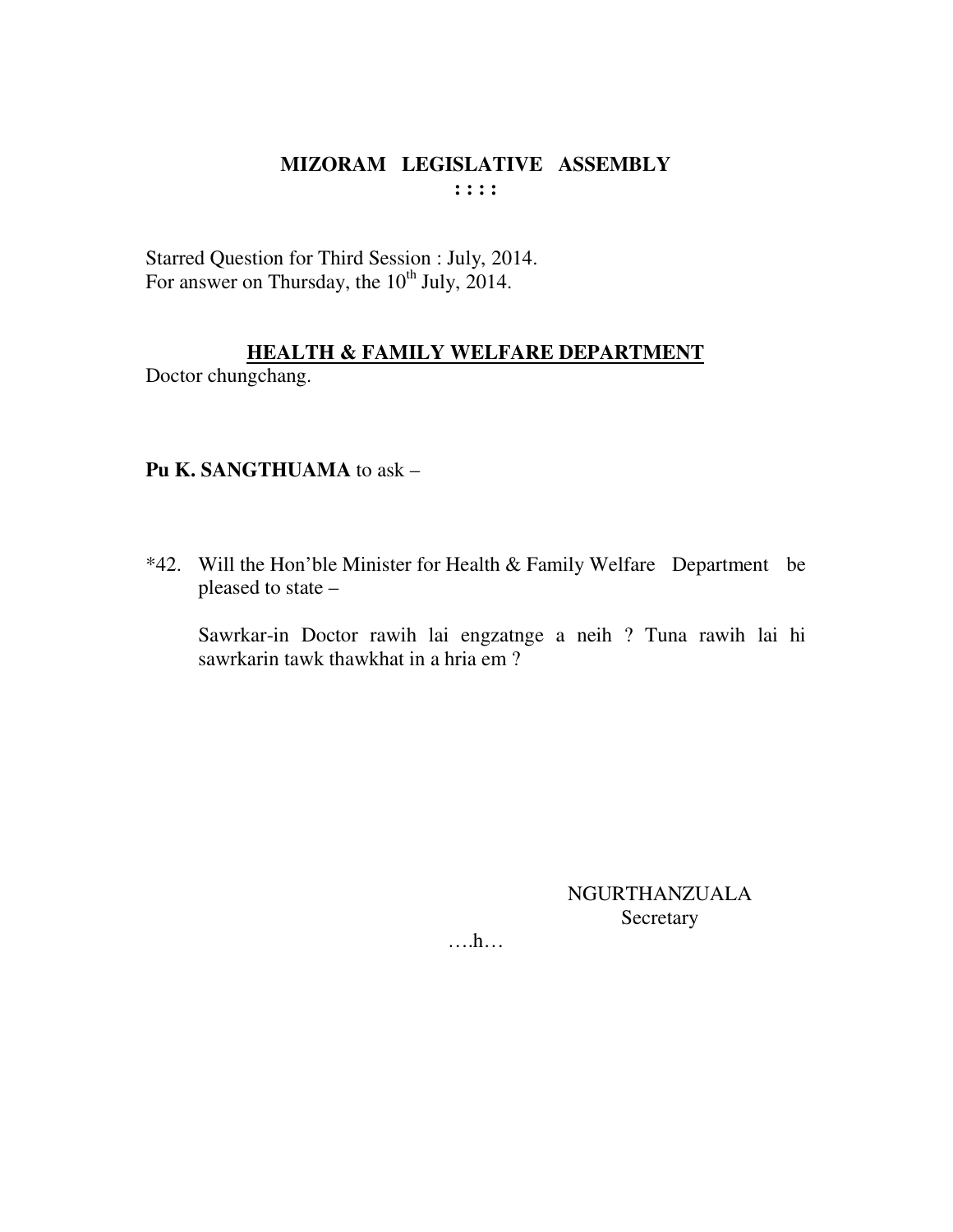# MIZORAM LEGISLATIVE ASSEMBLY

**: : : :**

Starred Question for Third Session : July, 2014.
For answer on Thursday, the 10th July, 2014.

## HEALTH & FAMILY WELFARE DEPARTMENT

Doctor chungchang.

**Pu K. SANGTHUAMA** to ask –

*42. Will the Hon'ble Minister for Health & Family Welfare Department be pleased to state –

Sawrkar-in Doctor rawih lai engzatnge a neih ? Tuna rawih lai hi sawrkarin tawk thawkhat in a hria em ?

NGURTHANZUALA
Secretary

….h…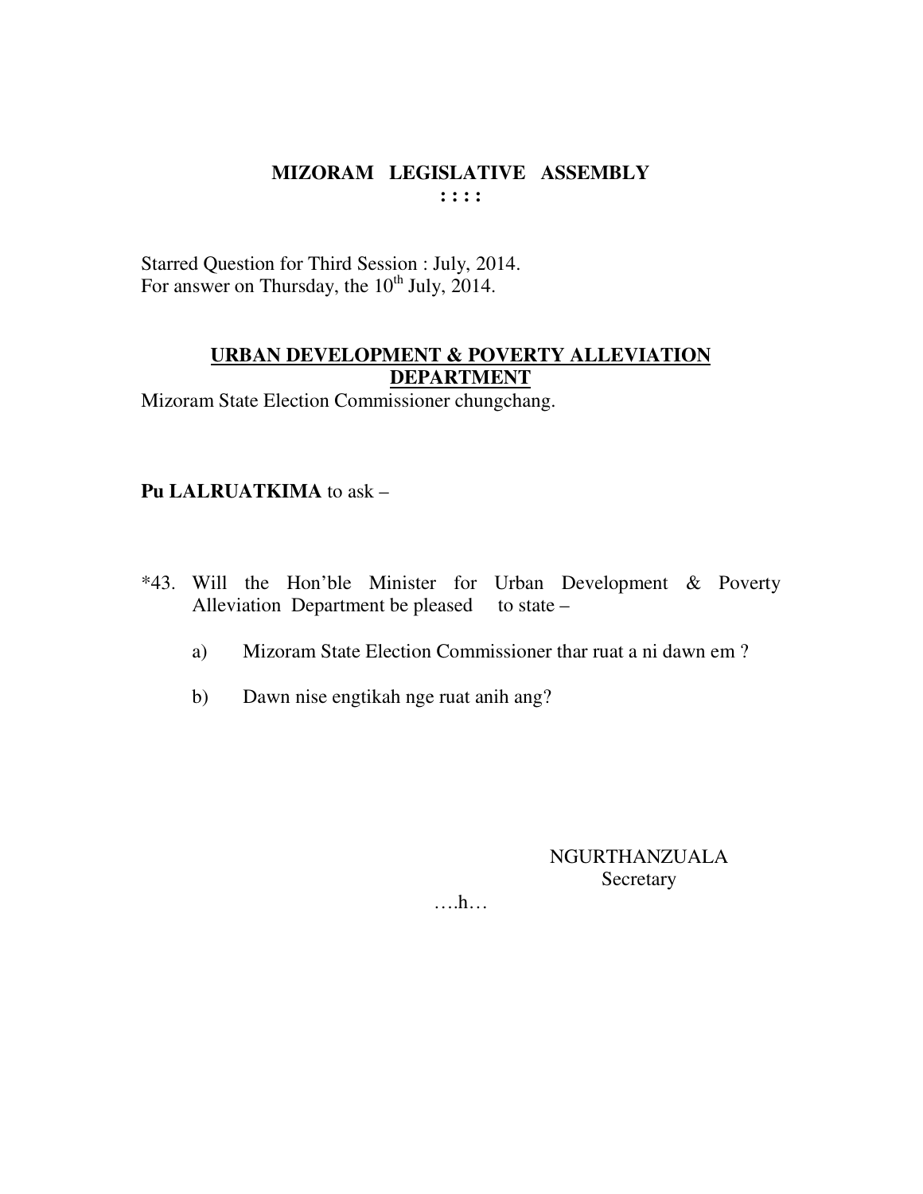# MIZORAM LEGISLATIVE ASSEMBLY

**: : : :**

Starred Question for Third Session : July, 2014.
For answer on Thursday, the 10th July, 2014.

## URBAN DEVELOPMENT & POVERTY ALLEVIATION DEPARTMENT

Mizoram State Election Commissioner chungchang.

**Pu LALRUATKIMA** to ask –

*43. Will the Hon'ble Minister for Urban Development & Poverty Alleviation Department be pleased to state –

a) Mizoram State Election Commissioner thar ruat a ni dawn em ?

b) Dawn nise engtikah nge ruat anih ang?

NGURTHANZUALA
Secretary

….h…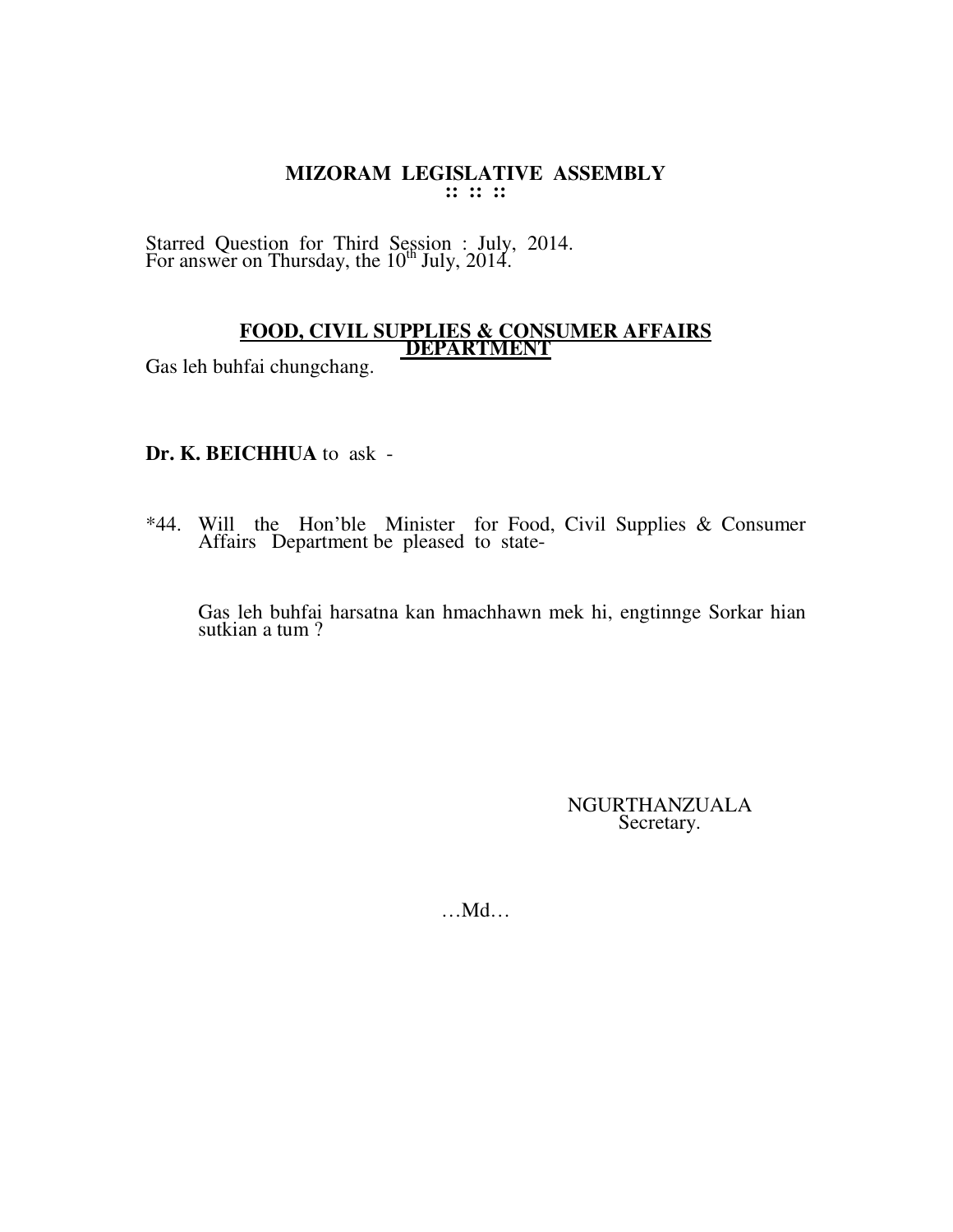# MIZORAM LEGISLATIVE ASSEMBLY

**:: :: ::**

Starred Question for Third Session : July, 2014.
For answer on Thursday, the 10th July, 2014.

**<u>FOOD, CIVIL SUPPLIES & CONSUMER AFFAIRS DEPARTMENT</u>**

Gas leh buhfai chungchang.

**Dr. K. BEICHHUA** to ask -

*44. Will the Hon'ble Minister for Food, Civil Supplies & Consumer Affairs Department be pleased to state-

Gas leh buhfai harsatna kan hmachhawn mek hi, engtinnge Sorkar hian sutkian a tum ?

NGURTHANZUALA
Secretary.

…Md…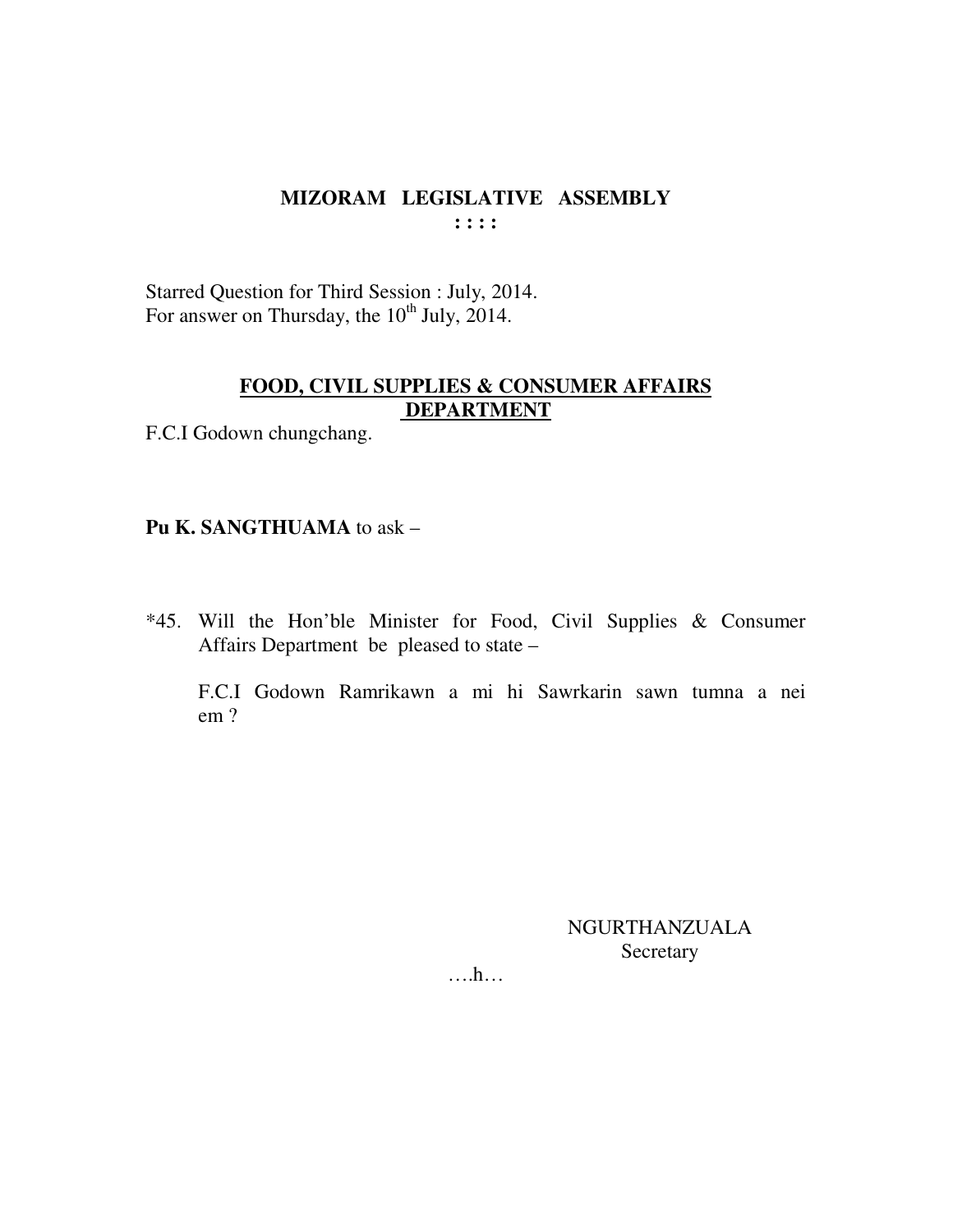# MIZORAM LEGISLATIVE ASSEMBLY

: : : :

Starred Question for Third Session : July, 2014.
For answer on Thursday, the 10th July, 2014.

## FOOD, CIVIL SUPPLIES & CONSUMER AFFAIRS DEPARTMENT

F.C.I Godown chungchang.

**Pu K. SANGTHUAMA** to ask –

*45. Will the Hon'ble Minister for Food, Civil Supplies & Consumer Affairs Department be pleased to state –

F.C.I Godown Ramrikawn a mi hi Sawrkarin sawn tumna a nei em ?

NGURTHANZUALA
Secretary

….h…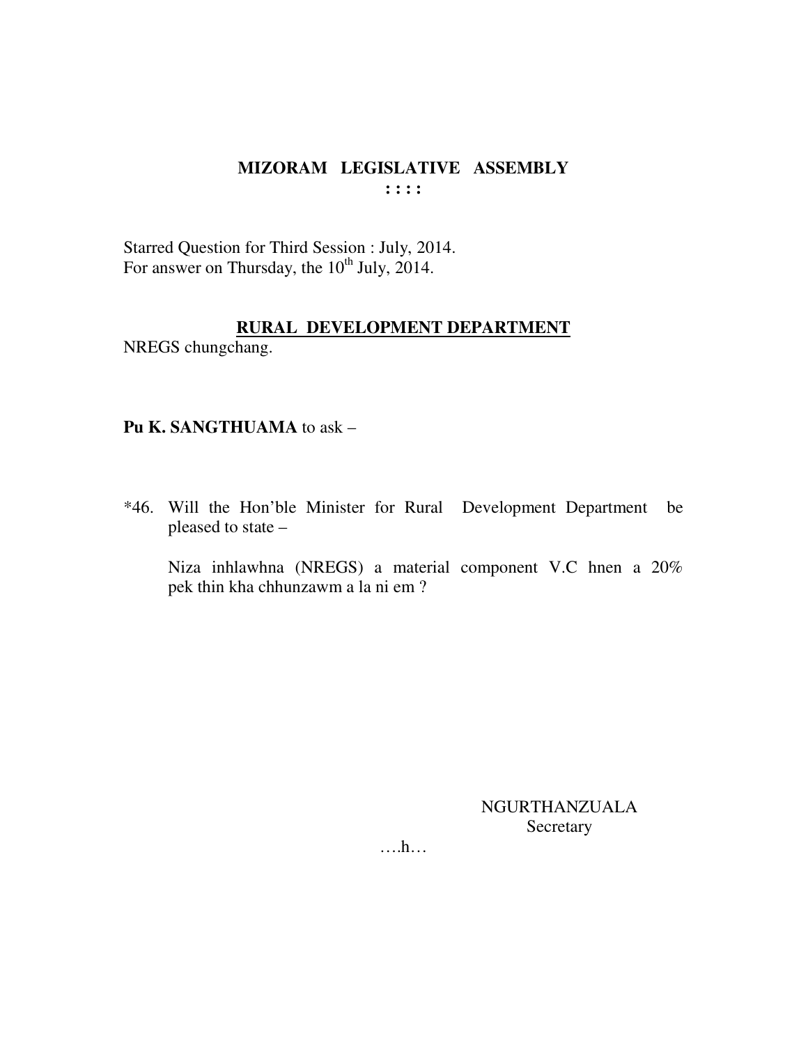# MIZORAM LEGISLATIVE ASSEMBLY

**: : : :**

Starred Question for Third Session : July, 2014.
For answer on Thursday, the 10th July, 2014.

## RURAL DEVELOPMENT DEPARTMENT

NREGS chungchang.

**Pu K. SANGTHUAMA** to ask –

*46. Will the Hon'ble Minister for Rural Development Department be pleased to state –

Niza inhlawhna (NREGS) a material component V.C hnen a 20% pek thin kha chhunzawm a la ni em ?

NGURTHANZUALA
Secretary

….h…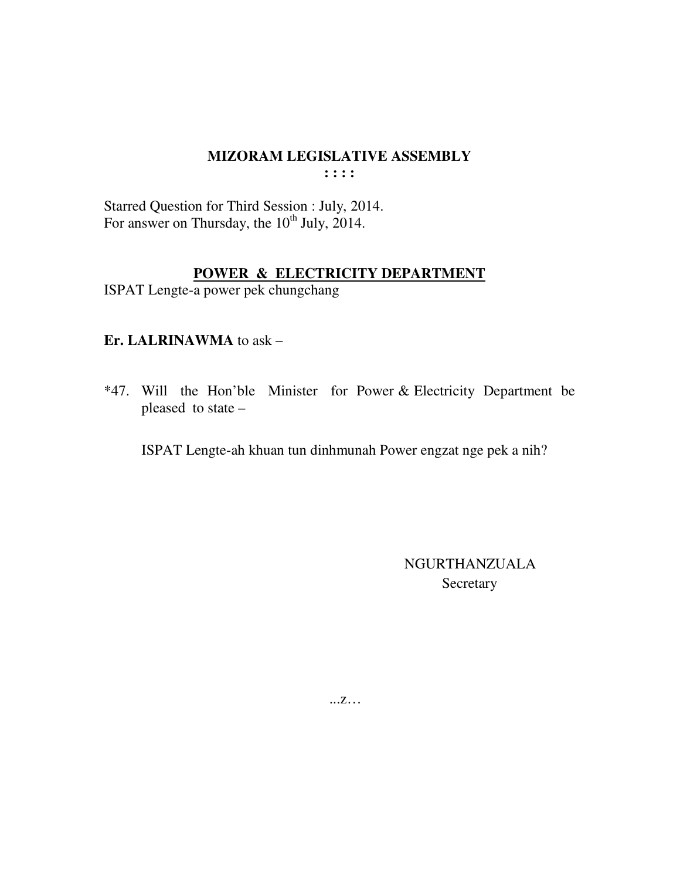# MIZORAM LEGISLATIVE ASSEMBLY

**: : : :**

Starred Question for Third Session : July, 2014.
For answer on Thursday, the 10th July, 2014.

## POWER & ELECTRICITY DEPARTMENT

ISPAT Lengte-a power pek chungchang

**Er. LALRINAWMA** to ask –

*47. Will the Hon'ble Minister for Power & Electricity Department be pleased to state –

ISPAT Lengte-ah khuan tun dinhmunah Power engzat nge pek a nih?

NGURTHANZUALA
Secretary

...z…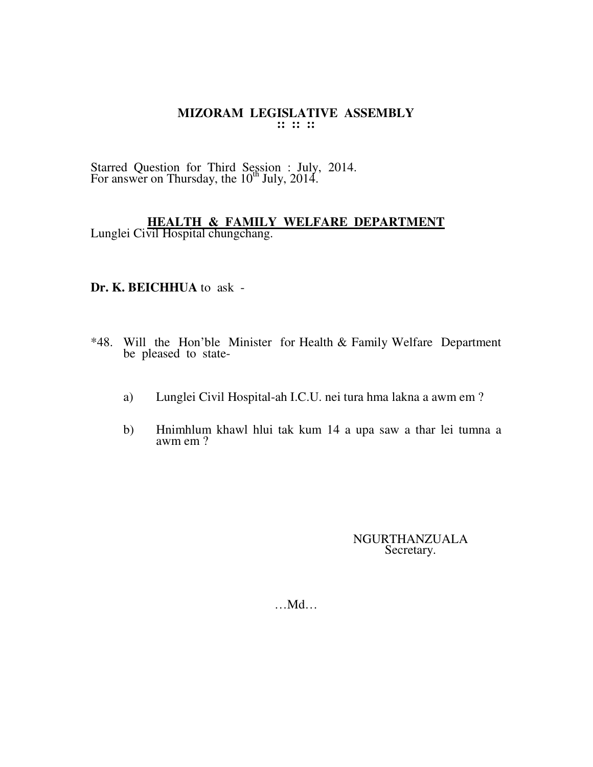# MIZORAM LEGISLATIVE ASSEMBLY

**:: :: ::**

Starred Question for Third Session : July, 2014.
For answer on Thursday, the 10th July, 2014.

**HEALTH & FAMILY WELFARE DEPARTMENT**

Lunglei Civil Hospital chungchang.

**Dr. K. BEICHHUA** to ask -

*48. Will the Hon'ble Minister for Health & Family Welfare Department be pleased to state-

a) Lunglei Civil Hospital-ah I.C.U. nei tura hma lakna a awm em ?

b) Hnimhlum khawl hlui tak kum 14 a upa saw a thar lei tumna a awm em ?

NGURTHANZUALA
Secretary.

…Md…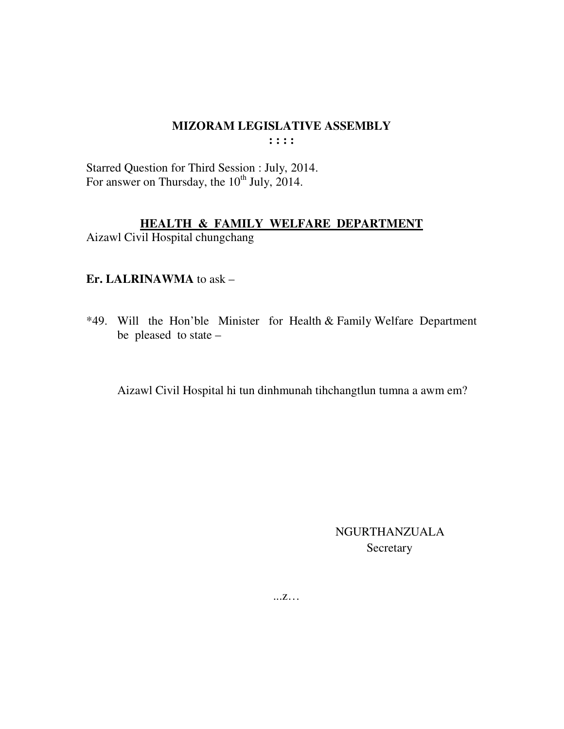# MIZORAM LEGISLATIVE ASSEMBLY

**: : : :**

Starred Question for Third Session : July, 2014.
For answer on Thursday, the 10th July, 2014.

## HEALTH & FAMILY WELFARE DEPARTMENT

Aizawl Civil Hospital chungchang

**Er. LALRINAWMA** to ask –

*49. Will the Hon'ble Minister for Health & Family Welfare Department be pleased to state –

Aizawl Civil Hospital hi tun dinhmunah tihchangtlun tumna a awm em?

NGURTHANZUALA
Secretary

...z…